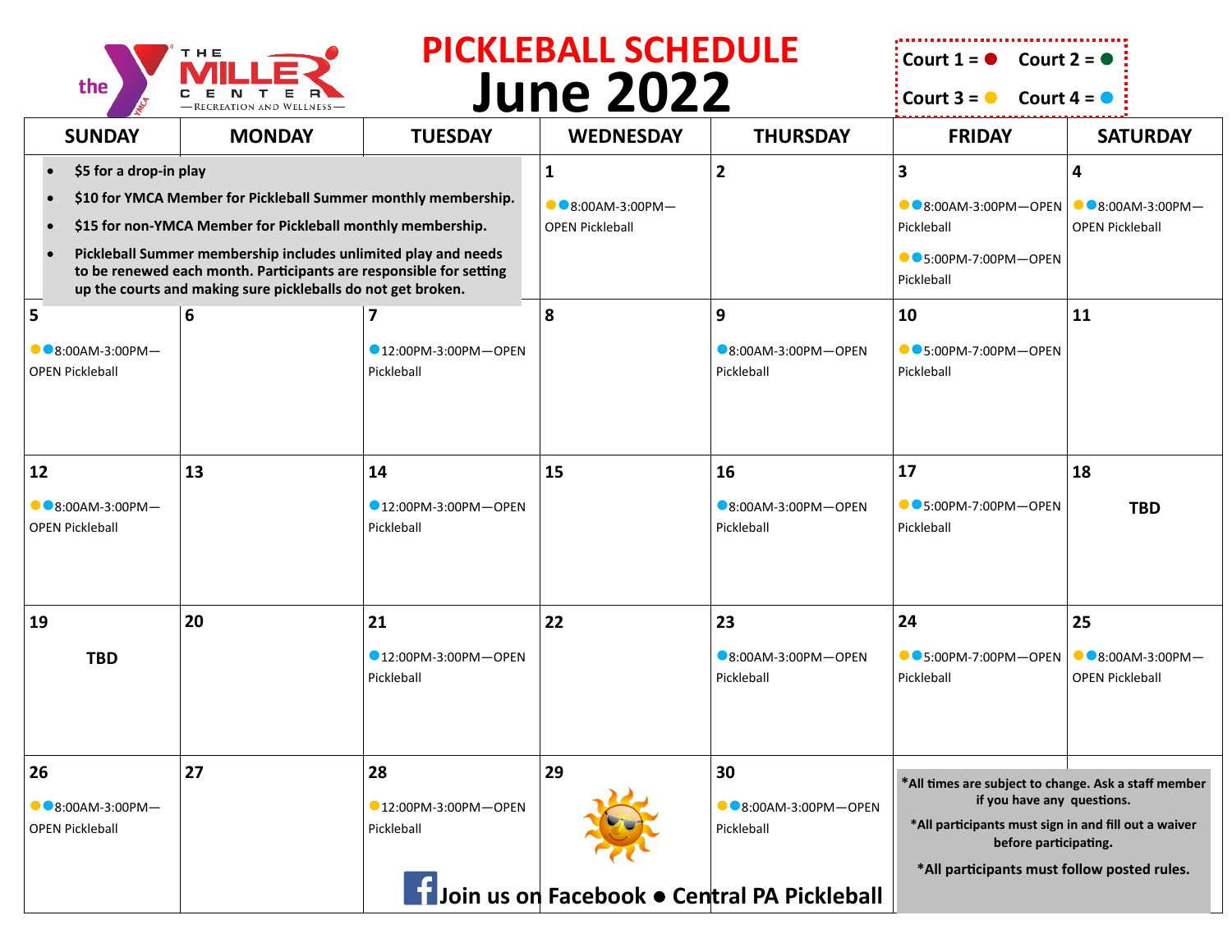# PICKLEBALL SCHEDULE
# June 2022

The Miller Center — Recreation and Wellness (the YMCA)

Court 1 = 🔴 Court 2 = 🟢
Court 3 = 🟡 Court 4 = 🔵

- $5 for a drop-in play
- $10 for YMCA Member for Pickleball Summer monthly membership.
- $15 for non-YMCA Member for Pickleball monthly membership.
- Pickleball Summer membership includes unlimited play and needs to be renewed each month. Participants are responsible for setting up the courts and making sure pickleballs do not get broken.

| SUNDAY | MONDAY | TUESDAY | WEDNESDAY | THURSDAY | FRIDAY | SATURDAY |
|---|---|---|---|---|---|---|
| | | | 1<br>🟡🔵8:00AM-3:00PM—OPEN Pickleball | 2 | 3<br>🟡🔵8:00AM-3:00PM—OPEN Pickleball<br>🟡🔵5:00PM-7:00PM—OPEN Pickleball | 4<br>🟡🔵8:00AM-3:00PM—OPEN Pickleball |
| 5<br>🟡🔵8:00AM-3:00PM—OPEN Pickleball | 6 | 7<br>🔵12:00PM-3:00PM—OPEN Pickleball | 8 | 9<br>🔵8:00AM-3:00PM—OPEN Pickleball | 10<br>🟡🔵5:00PM-7:00PM—OPEN Pickleball | 11 |
| 12<br>🟡🔵8:00AM-3:00PM—OPEN Pickleball | 13 | 14<br>🔵12:00PM-3:00PM—OPEN Pickleball | 15 | 16<br>🔵8:00AM-3:00PM—OPEN Pickleball | 17<br>🟡🔵5:00PM-7:00PM—OPEN Pickleball | 18<br>**TBD** |
| 19<br>**TBD** | 20 | 21<br>🔵12:00PM-3:00PM—OPEN Pickleball | 22 | 23<br>🔵8:00AM-3:00PM—OPEN Pickleball | 24<br>🟡🔵5:00PM-7:00PM—OPEN Pickleball | 25<br>🟡🔵8:00AM-3:00PM—OPEN Pickleball |
| 26<br>🟡🔵8:00AM-3:00PM—OPEN Pickleball | 27 | 28<br>🟡12:00PM-3:00PM—OPEN Pickleball | 29 | 30<br>🟡🔵8:00AM-3:00PM—OPEN Pickleball | | |

**Join us on Facebook ● Central PA Pickleball**

**\*All times are subject to change. Ask a staff member if you have any questions.**

**\*All participants must sign in and fill out a waiver before participating.**

**\*All participants must follow posted rules.**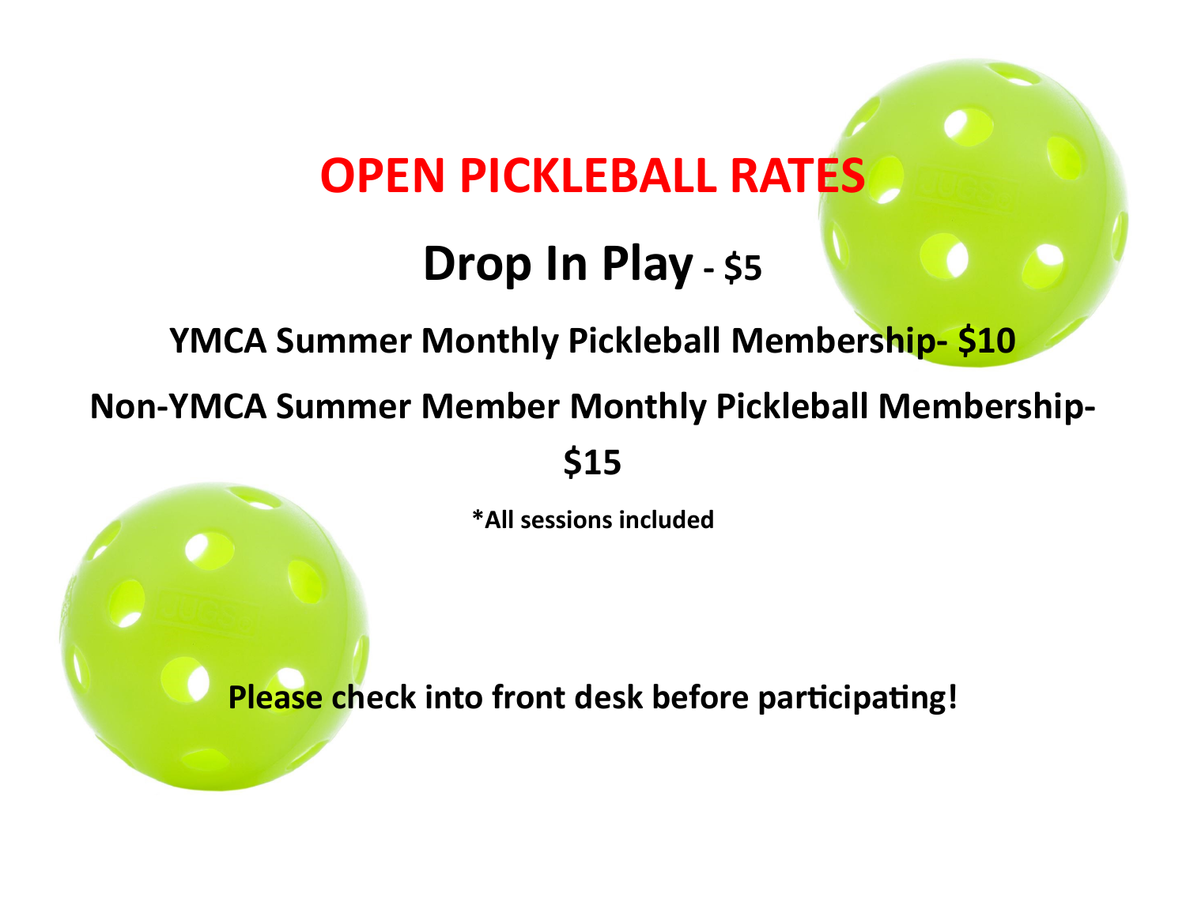# OPEN PICKLEBALL RATES

## Drop In Play - $5

**YMCA Summer Monthly Pickleball Membership- $10**

**Non-YMCA Summer Member Monthly Pickleball Membership- $15**

***All sessions included**

**Please check into front desk before participating!**